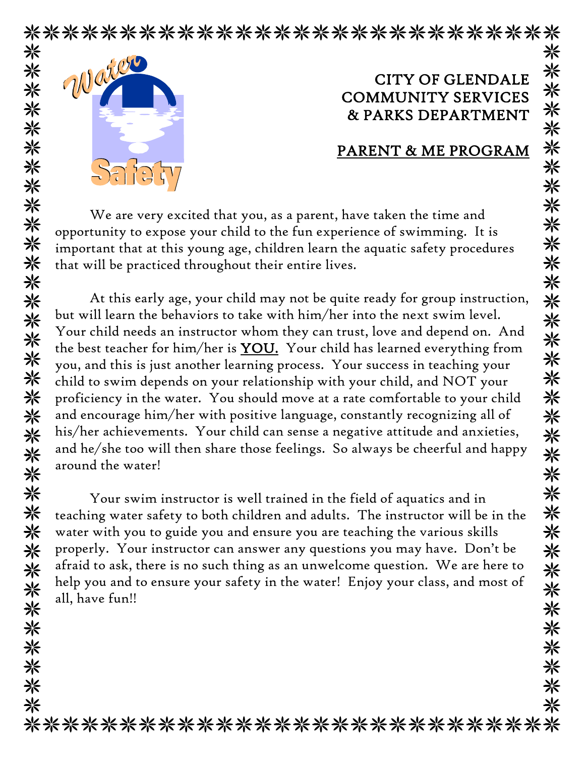# CITY OF GLENDALE COMMUNITY SERVICES & PARKS DEPARTMENT

## PARENT & ME PROGRAM

We are very excited that you, as a parent, have taken the time and opportunity to expose your child to the fun experience of swimming. It is important that at this young age, children learn the aquatic safety procedures that will be practiced throughout their entire lives.

At this early age, your child may not be quite ready for group instruction, but will learn the behaviors to take with him/her into the next swim level. Your child needs an instructor whom they can trust, love and depend on. And the best teacher for him/her is **YOU.** Your child has learned everything from you, and this is just another learning process. Your success in teaching your child to swim depends on your relationship with your child, and NOT your proficiency in the water. You should move at a rate comfortable to your child and encourage him/her with positive language, constantly recognizing all of his/her achievements. Your child can sense a negative attitude and anxieties, and he/she too will then share those feelings. So always be cheerful and happy around the water!

Your swim instructor is well trained in the field of aquatics and in teaching water safety to both children and adults. The instructor will be in the water with you to guide you and ensure you are teaching the various skills properly. Your instructor can answer any questions you may have. Don't be afraid to ask, there is no such thing as an unwelcome question. We are here to help you and to ensure your safety in the water! Enjoy your class, and most of all, have fun!!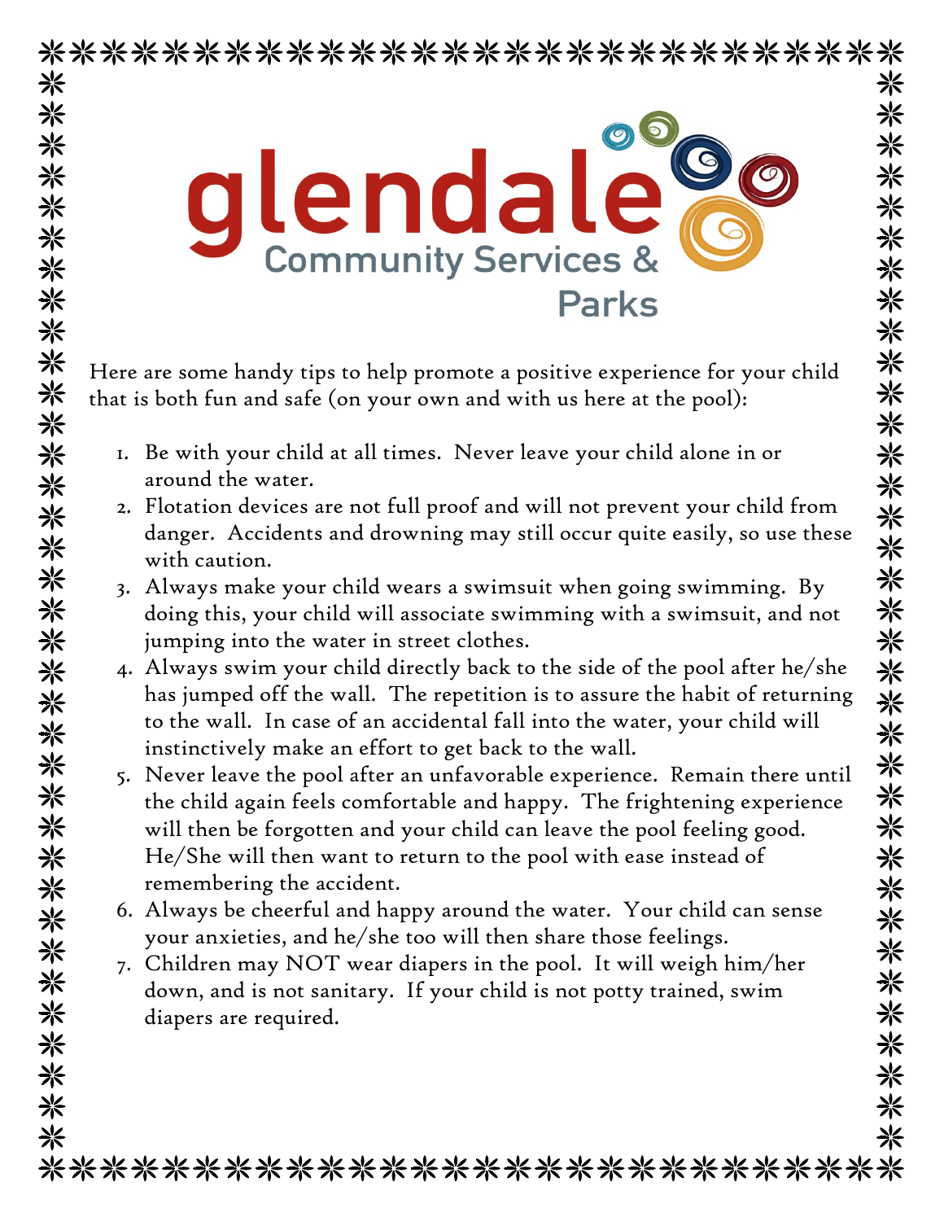glendale
Community Services &
Parks

Here are some handy tips to help promote a positive experience for your child that is both fun and safe (on your own and with us here at the pool):

1. Be with your child at all times. Never leave your child alone in or around the water.
2. Flotation devices are not full proof and will not prevent your child from danger. Accidents and drowning may still occur quite easily, so use these with caution.
3. Always make your child wears a swimsuit when going swimming. By doing this, your child will associate swimming with a swimsuit, and not jumping into the water in street clothes.
4. Always swim your child directly back to the side of the pool after he/she has jumped off the wall. The repetition is to assure the habit of returning to the wall. In case of an accidental fall into the water, your child will instinctively make an effort to get back to the wall.
5. Never leave the pool after an unfavorable experience. Remain there until the child again feels comfortable and happy. The frightening experience will then be forgotten and your child can leave the pool feeling good. He/She will then want to return to the pool with ease instead of remembering the accident.
6. Always be cheerful and happy around the water. Your child can sense your anxieties, and he/she too will then share those feelings.
7. Children may NOT wear diapers in the pool. It will weigh him/her down, and is not sanitary. If your child is not potty trained, swim diapers are required.